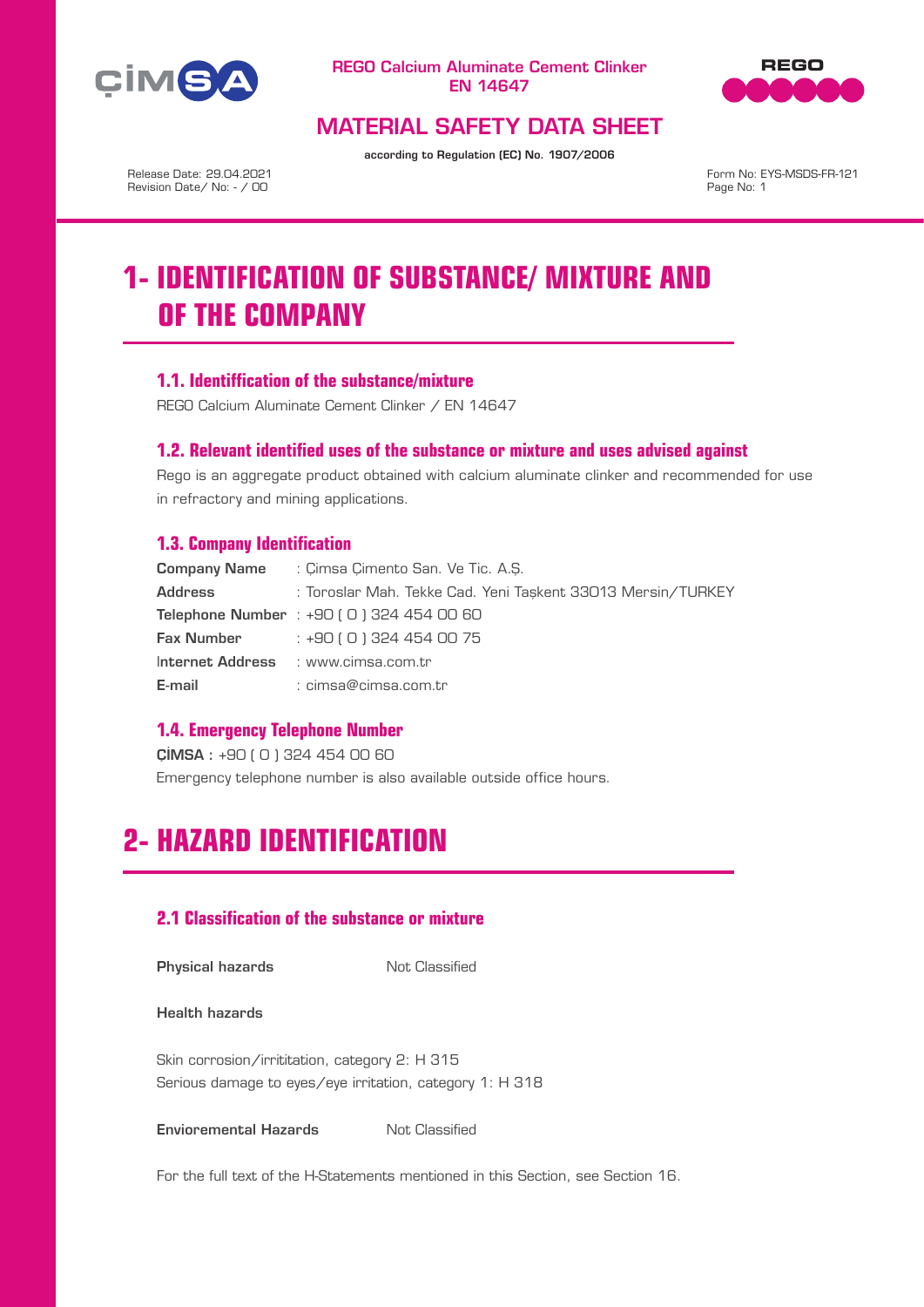REGO Calcium Aluminate Cement Clinker
EN 14647

## MATERIAL SAFETY DATA SHEET

**according to Regulation (EC) No. 1907/2006**

Release Date: 29.04.2021
Revision Date/ No: - / 00

Form No: EYS-MSDS-FR-121

# 1- IDENTIFICATION OF SUBSTANCE/ MIXTURE AND OF THE COMPANY

### 1.1. Identiffication of the substance/mixture

REGO Calcium Aluminate Cement Clinker / EN 14647

### 1.2. Relevant identified uses of the substance or mixture and uses advised against

Rego is an aggregate product obtained with calcium aluminate clinker and recommended for use in refractory and mining applications.

### 1.3. Company Identification

**Company Name** : Çimsa Çimento San. Ve Tic. A.Ş.
**Address** : Toroslar Mah. Tekke Cad. Yeni Taşkent 33013 Mersin/TURKEY
**Telephone Number** : +90 ( 0 ) 324 454 00 60
**Fax Number** : +90 ( 0 ) 324 454 00 75
**Internet Address** : www.cimsa.com.tr
**E-mail** : cimsa@cimsa.com.tr

### 1.4. Emergency Telephone Number

**ÇİMSA** : +90 ( 0 ) 324 454 00 60
Emergency telephone number is also available outside office hours.

# 2- HAZARD IDENTIFICATION

### 2.1 Classification of the substance or mixture

**Physical hazards** Not Classified

**Health hazards**

Skin corrosion/irrititation, category 2: H 315
Serious damage to eyes/eye irritation, category 1: H 318

**Envioremental Hazards** Not Classified

For the full text of the H-Statements mentioned in this Section, see Section 16.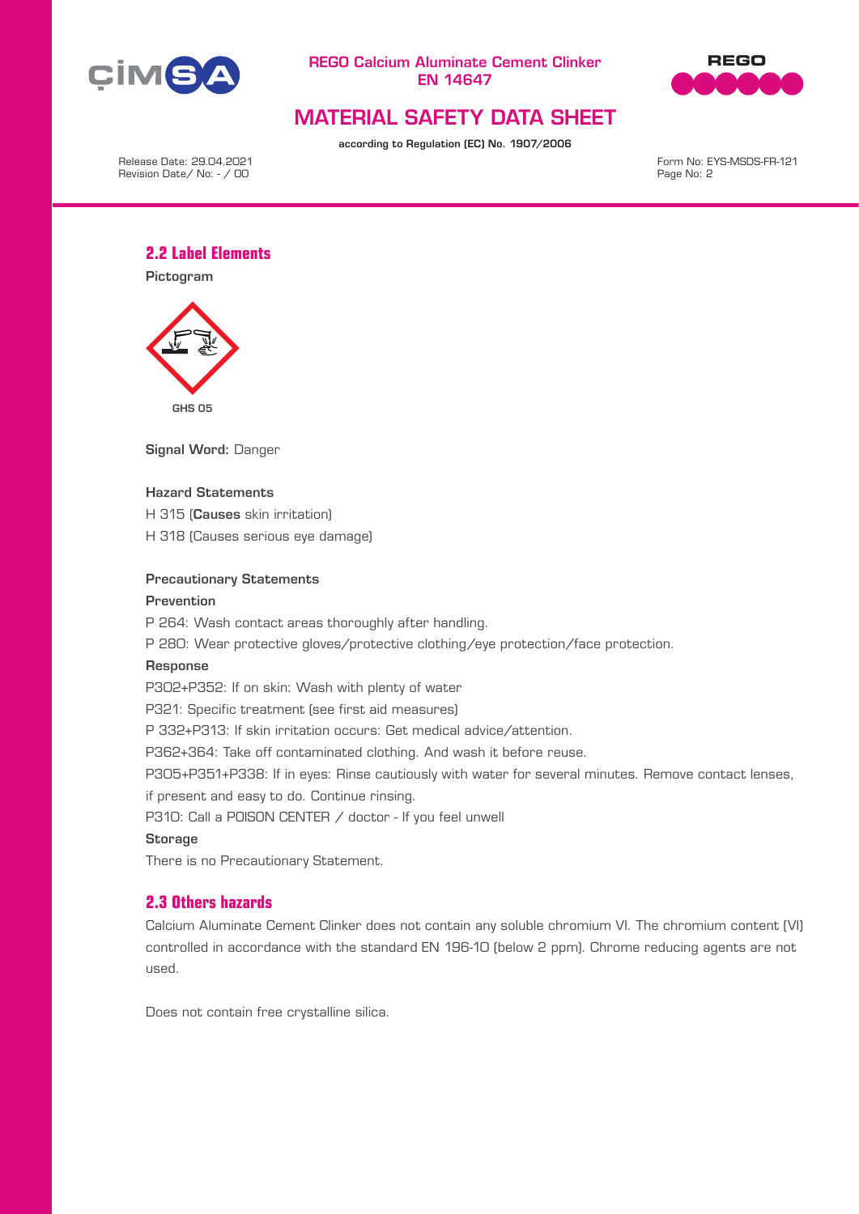## 2.2 Label Elements

**Pictogram**

GHS 05

**Signal Word:** Danger

**Hazard Statements**

H 315 (**Causes** skin irritation)

H 318 (Causes serious eye damage)

**Precautionary Statements**

**Prevention**

P 264: Wash contact areas thoroughly after handling.

P 280: Wear protective gloves/protective clothing/eye protection/face protection.

**Response**

P302+P352: If on skin: Wash with plenty of water

P321: Specific treatment (see first aid measures)

P 332+P313: If skin irritation occurs: Get medical advice/attention.

P362+364: Take off contaminated clothing. And wash it before reuse.

P305+P351+P338: If in eyes: Rinse cautiously with water for several minutes. Remove contact lenses, if present and easy to do. Continue rinsing.

P310: Call a POISON CENTER / doctor - If you feel unwell

**Storage**

There is no Precautionary Statement.

## 2.3 Others hazards

Calcium Aluminate Cement Clinker does not contain any soluble chromium VI. The chromium content (VI) controlled in accordance with the standard EN 196-10 (below 2 ppm). Chrome reducing agents are not used.

Does not contain free crystalline silica.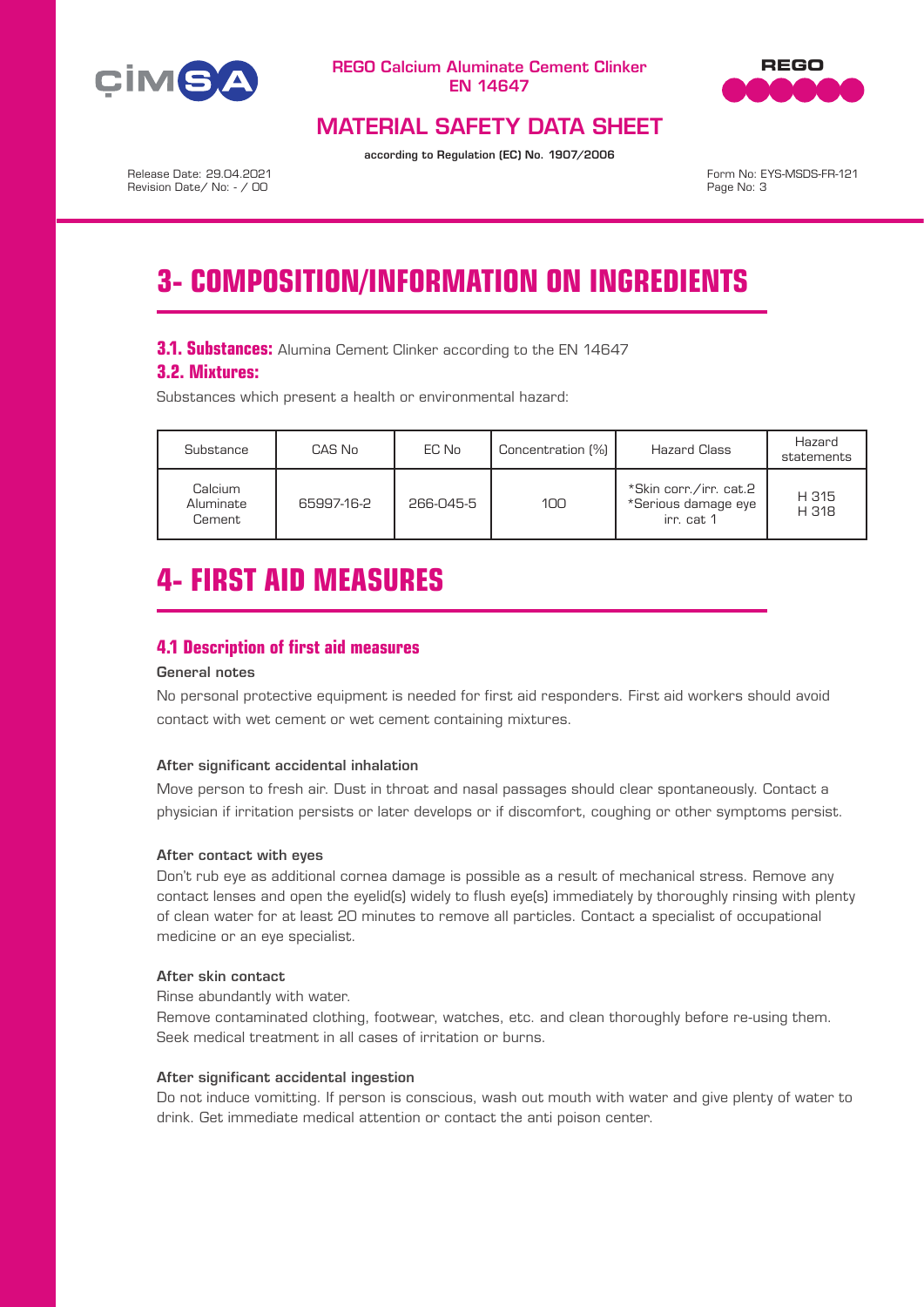# 3- COMPOSITION/INFORMATION ON INGREDIENTS

**3.1. Substances:** Alumina Cement Clinker according to the EN 14647

**3.2. Mixtures:**

Substances which present a health or environmental hazard:

| Substance | CAS No | EC No | Concentration (%) | Hazard Class | Hazard statements |
|---|---|---|---|---|---|
| Calcium Aluminate Cement | 65997-16-2 | 266-045-5 | 100 | *Skin corr./irr. cat.2 *Serious damage eye irr. cat 1 | H 315 H 318 |

# 4- FIRST AID MEASURES

## 4.1 Description of first aid measures

**General notes**

No personal protective equipment is needed for first aid responders. First aid workers should avoid contact with wet cement or wet cement containing mixtures.

**After significant accidental inhalation**

Move person to fresh air. Dust in throat and nasal passages should clear spontaneously. Contact a physician if irritation persists or later develops or if discomfort, coughing or other symptoms persist.

**After contact with eyes**

Don't rub eye as additional cornea damage is possible as a result of mechanical stress. Remove any contact lenses and open the eyelid(s) widely to flush eye(s) immediately by thoroughly rinsing with plenty of clean water for at least 20 minutes to remove all particles. Contact a specialist of occupational medicine or an eye specialist.

**After skin contact**

Rinse abundantly with water.

Remove contaminated clothing, footwear, watches, etc. and clean thoroughly before re-using them. Seek medical treatment in all cases of irritation or burns.

**After significant accidental ingestion**

Do not induce vomitting. If person is conscious, wash out mouth with water and give plenty of water to drink. Get immediate medical attention or contact the anti poison center.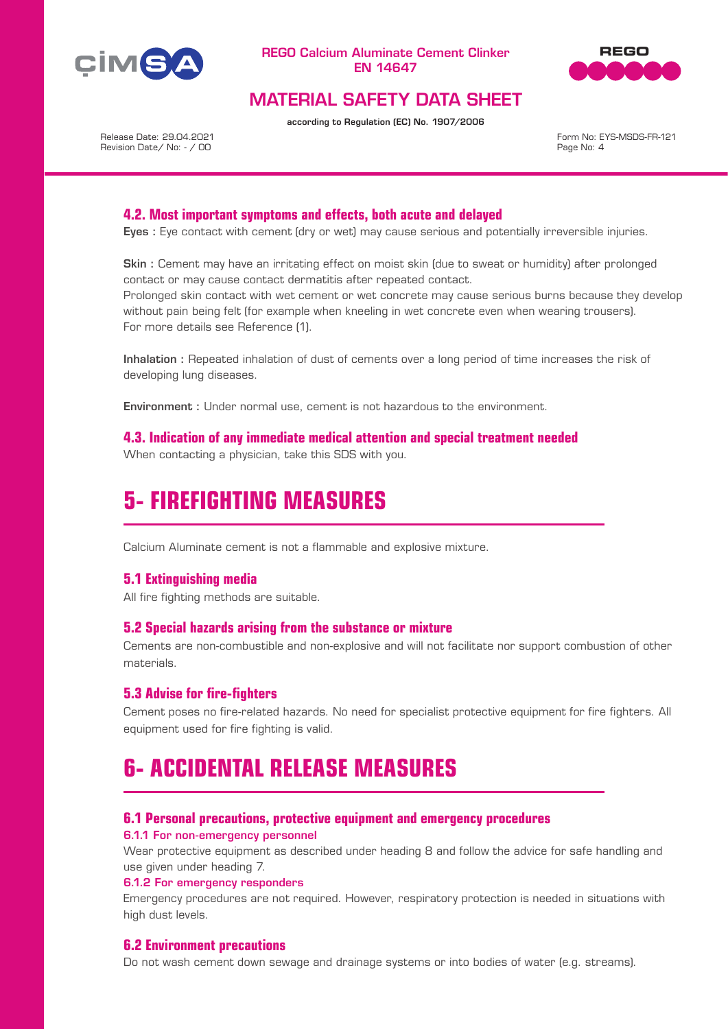### 4.2. Most important symptoms and effects, both acute and delayed

**Eyes :** Eye contact with cement (dry or wet) may cause serious and potentially irreversible injuries.

**Skin :** Cement may have an irritating effect on moist skin (due to sweat or humidity) after prolonged contact or may cause contact dermatitis after repeated contact.
Prolonged skin contact with wet cement or wet concrete may cause serious burns because they develop without pain being felt (for example when kneeling in wet concrete even when wearing trousers).
For more details see Reference (1).

**Inhalation :** Repeated inhalation of dust of cements over a long period of time increases the risk of developing lung diseases.

**Environment :** Under normal use, cement is not hazardous to the environment.

### 4.3. Indication of any immediate medical attention and special treatment needed

When contacting a physician, take this SDS with you.

# 5- FIREFIGHTING MEASURES

Calcium Aluminate cement is not a flammable and explosive mixture.

### 5.1 Extinguishing media

All fire fighting methods are suitable.

### 5.2 Special hazards arising from the substance or mixture

Cements are non-combustible and non-explosive and will not facilitate nor support combustion of other materials.

### 5.3 Advise for fire-fighters

Cement poses no fire-related hazards. No need for specialist protective equipment for fire fighters. All equipment used for fire fighting is valid.

# 6- ACCIDENTAL RELEASE MEASURES

### 6.1 Personal precautions, protective equipment and emergency procedures

#### 6.1.1 For non-emergency personnel

Wear protective equipment as described under heading 8 and follow the advice for safe handling and use given under heading 7.

#### 6.1.2 For emergency responders

Emergency procedures are not required. However, respiratory protection is needed in situations with high dust levels.

### 6.2 Environment precautions

Do not wash cement down sewage and drainage systems or into bodies of water (e.g. streams).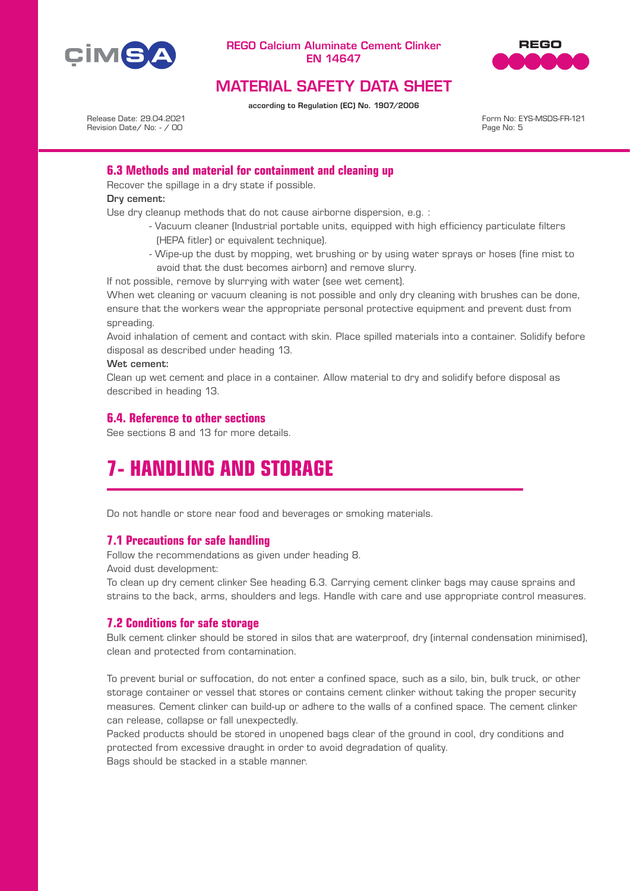### 6.3 Methods and material for containment and cleaning up

Recover the spillage in a dry state if possible.

**Dry cement:**

Use dry cleanup methods that do not cause airborne dispersion, e.g. :

- Vacuum cleaner (Industrial portable units, equipped with high efficiency particulate filters (HEPA fitler) or equivalent technique).
- Wipe-up the dust by mopping, wet brushing or by using water sprays or hoses (fine mist to avoid that the dust becomes airborn) and remove slurry.

If not possible, remove by slurrying with water (see wet cement).

When wet cleaning or vacuum cleaning is not possible and only dry cleaning with brushes can be done, ensure that the workers wear the appropriate personal protective equipment and prevent dust from spreading.

Avoid inhalation of cement and contact with skin. Place spilled materials into a container. Solidify before disposal as described under heading 13.

**Wet cement:**

Clean up wet cement and place in a container. Allow material to dry and solidify before disposal as described in heading 13.

### 6.4. Reference to other sections

See sections 8 and 13 for more details.

## 7- HANDLING AND STORAGE

Do not handle or store near food and beverages or smoking materials.

### 7.1 Precautions for safe handling

Follow the recommendations as given under heading 8.

Avoid dust development:

To clean up dry cement clinker See heading 6.3. Carrying cement clinker bags may cause sprains and strains to the back, arms, shoulders and legs. Handle with care and use appropriate control measures.

### 7.2 Conditions for safe storage

Bulk cement clinker should be stored in silos that are waterproof, dry (internal condensation minimised), clean and protected from contamination.

To prevent burial or suffocation, do not enter a confined space, such as a silo, bin, bulk truck, or other storage container or vessel that stores or contains cement clinker without taking the proper security measures. Cement clinker can build-up or adhere to the walls of a confined space. The cement clinker can release, collapse or fall unexpectedly.

Packed products should be stored in unopened bags clear of the ground in cool, dry conditions and protected from excessive draught in order to avoid degradation of quality.

Bags should be stacked in a stable manner.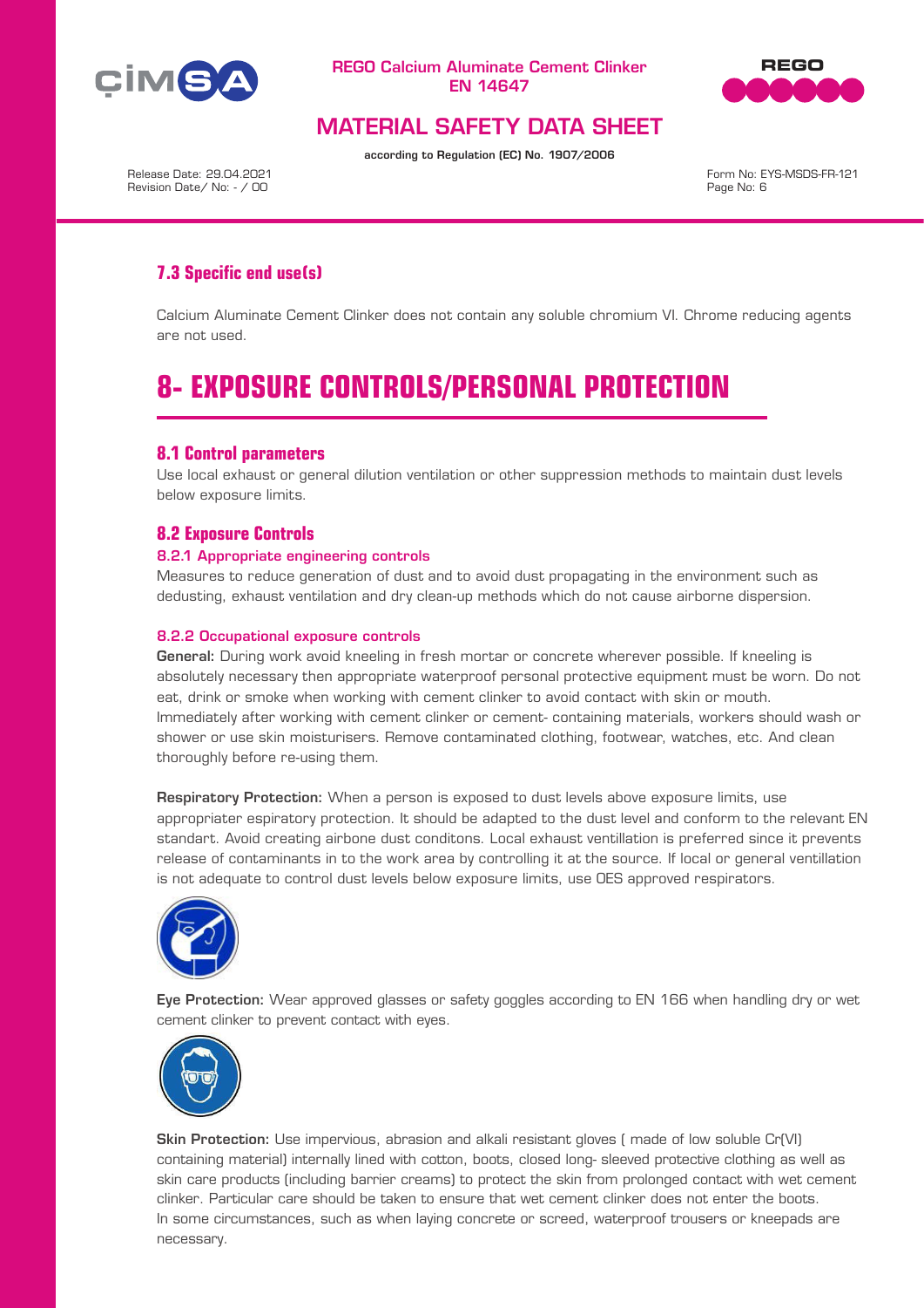### 7.3 Specific end use(s)

Calcium Aluminate Cement Clinker does not contain any soluble chromium VI. Chrome reducing agents are not used.

# 8- EXPOSURE CONTROLS/PERSONAL PROTECTION

### 8.1 Control parameters

Use local exhaust or general dilution ventilation or other suppression methods to maintain dust levels below exposure limits.

### 8.2 Exposure Controls

#### 8.2.1 Appropriate engineering controls

Measures to reduce generation of dust and to avoid dust propagating in the environment such as dedusting, exhaust ventilation and dry clean-up methods which do not cause airborne dispersion.

#### 8.2.2 Occupational exposure controls

**General:** During work avoid kneeling in fresh mortar or concrete wherever possible. If kneeling is absolutely necessary then appropriate waterproof personal protective equipment must be worn. Do not eat, drink or smoke when working with cement clinker to avoid contact with skin or mouth. Immediately after working with cement clinker or cement- containing materials, workers should wash or shower or use skin moisturisers. Remove contaminated clothing, footwear, watches, etc. And clean thoroughly before re-using them.

**Respiratory Protection:** When a person is exposed to dust levels above exposure limits, use appropriater espiratory protection. It should be adapted to the dust level and conform to the relevant EN standart. Avoid creating airbone dust conditons. Local exhaust ventillation is preferred since it prevents release of contaminants in to the work area by controlling it at the source. If local or general ventillation is not adequate to control dust levels below exposure limits, use OES approved respirators.

**Eye Protection:** Wear approved glasses or safety goggles according to EN 166 when handling dry or wet cement clinker to prevent contact with eyes.

**Skin Protection:** Use impervious, abrasion and alkali resistant gloves ( made of low soluble Cr(VI) containing material) internally lined with cotton, boots, closed long- sleeved protective clothing as well as skin care products (including barrier creams) to protect the skin from prolonged contact with wet cement clinker. Particular care should be taken to ensure that wet cement clinker does not enter the boots. In some circumstances, such as when laying concrete or screed, waterproof trousers or kneepads are necessary.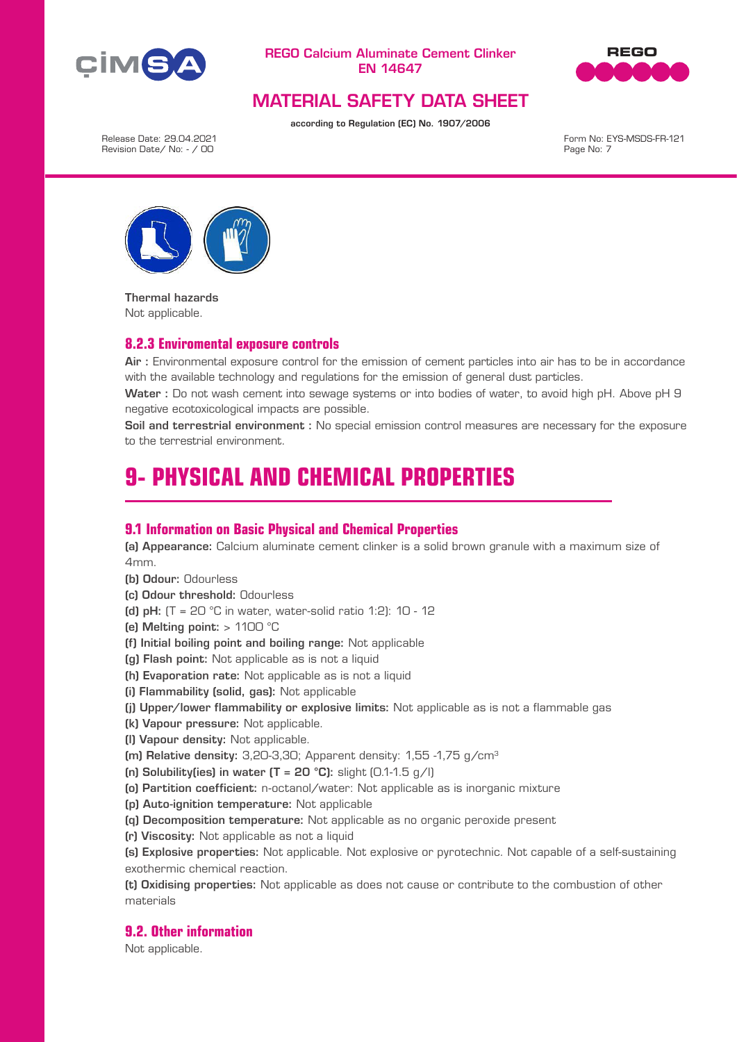**Thermal hazards**
Not applicable.

### 8.2.3 Enviromental exposure controls

**Air :** Environmental exposure control for the emission of cement particles into air has to be in accordance with the available technology and regulations for the emission of general dust particles.

**Water :** Do not wash cement into sewage systems or into bodies of water, to avoid high pH. Above pH 9 negative ecotoxicological impacts are possible.

**Soil and terrestrial environment :** No special emission control measures are necessary for the exposure to the terrestrial environment.

# 9- PHYSICAL AND CHEMICAL PROPERTIES

## 9.1 Information on Basic Physical and Chemical Properties

**(a) Appearance:** Calcium aluminate cement clinker is a solid brown granule with a maximum size of 4mm.

**(b) Odour:** Odourless

**(c) Odour threshold:** Odourless

**(d) pH:** (T = 20 °C in water, water-solid ratio 1:2): 10 - 12

**(e) Melting point:** > 1100 °C

**(f) Initial boiling point and boiling range:** Not applicable

**(g) Flash point:** Not applicable as is not a liquid

**(h) Evaporation rate:** Not applicable as is not a liquid

**(i) Flammability (solid, gas):** Not applicable

**(j) Upper/lower flammability or explosive limits:** Not applicable as is not a flammable gas

**(k) Vapour pressure:** Not applicable.

**(l) Vapour density:** Not applicable.

**(m) Relative density:** 3,20-3,30; Apparent density: 1,55 -1,75 g/cm$^3$

**(n) Solubility(ies) in water (T = 20 °C):** slight (0.1-1.5 g/l)

**(o) Partition coefficient:** n-octanol/water: Not applicable as is inorganic mixture

**(p) Auto-ignition temperature:** Not applicable

**(q) Decomposition temperature:** Not applicable as no organic peroxide present

**(r) Viscosity:** Not applicable as not a liquid

**(s) Explosive properties:** Not applicable. Not explosive or pyrotechnic. Not capable of a self-sustaining exothermic chemical reaction.

**(t) Oxidising properties:** Not applicable as does not cause or contribute to the combustion of other materials

## 9.2. Other information

Not applicable.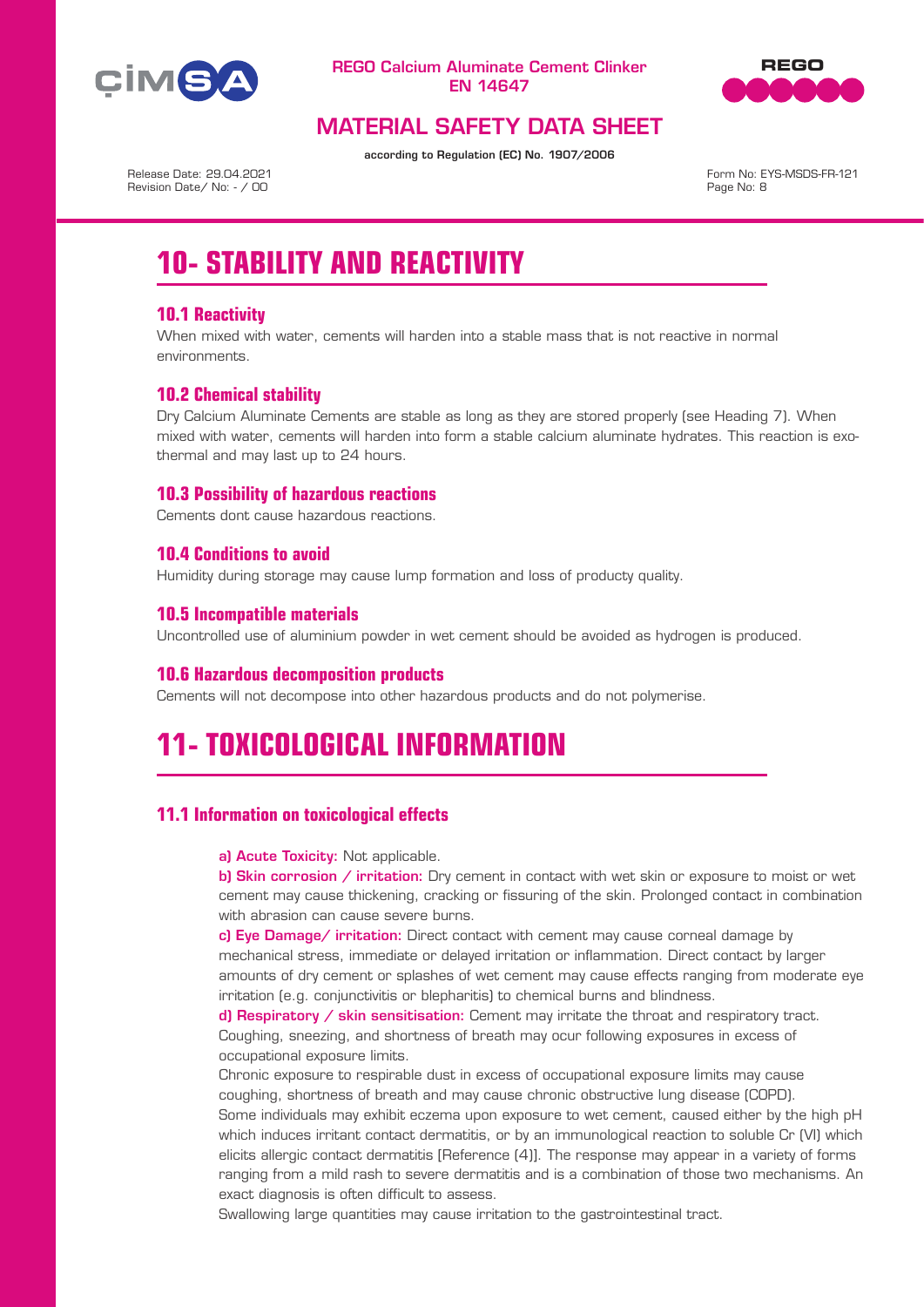# 10- STABILITY AND REACTIVITY

## 10.1 Reactivity

When mixed with water, cements will harden into a stable mass that is not reactive in normal environments.

## 10.2 Chemical stability

Dry Calcium Aluminate Cements are stable as long as they are stored properly (see Heading 7). When mixed with water, cements will harden into form a stable calcium aluminate hydrates. This reaction is exothermal and may last up to 24 hours.

## 10.3 Possibility of hazardous reactions

Cements dont cause hazardous reactions.

## 10.4 Conditions to avoid

Humidity during storage may cause lump formation and loss of producty quality.

## 10.5 Incompatible materials

Uncontrolled use of aluminium powder in wet cement should be avoided as hydrogen is produced.

## 10.6 Hazardous decomposition products

Cements will not decompose into other hazardous products and do not polymerise.

# 11- TOXICOLOGICAL INFORMATION

## 11.1 Information on toxicological effects

**a) Acute Toxicity:** Not applicable.

**b) Skin corrosion / irritation:** Dry cement in contact with wet skin or exposure to moist or wet cement may cause thickening, cracking or fissuring of the skin. Prolonged contact in combination with abrasion can cause severe burns.

**c) Eye Damage/ irritation:** Direct contact with cement may cause corneal damage by mechanical stress, immediate or delayed irritation or inflammation. Direct contact by larger amounts of dry cement or splashes of wet cement may cause effects ranging from moderate eye irritation (e.g. conjunctivitis or blepharitis) to chemical burns and blindness.

**d) Respiratory / skin sensitisation:** Cement may irritate the throat and respiratory tract. Coughing, sneezing, and shortness of breath may ocur following exposures in excess of occupational exposure limits.

Chronic exposure to respirable dust in excess of occupational exposure limits may cause coughing, shortness of breath and may cause chronic obstructive lung disease (COPD).

Some individuals may exhibit eczema upon exposure to wet cement, caused either by the high pH which induces irritant contact dermatitis, or by an immunological reaction to soluble Cr (VI) which elicits allergic contact dermatitis [Reference (4)]. The response may appear in a variety of forms ranging from a mild rash to severe dermatitis and is a combination of those two mechanisms. An exact diagnosis is often difficult to assess.

Swallowing large quantities may cause irritation to the gastrointestinal tract.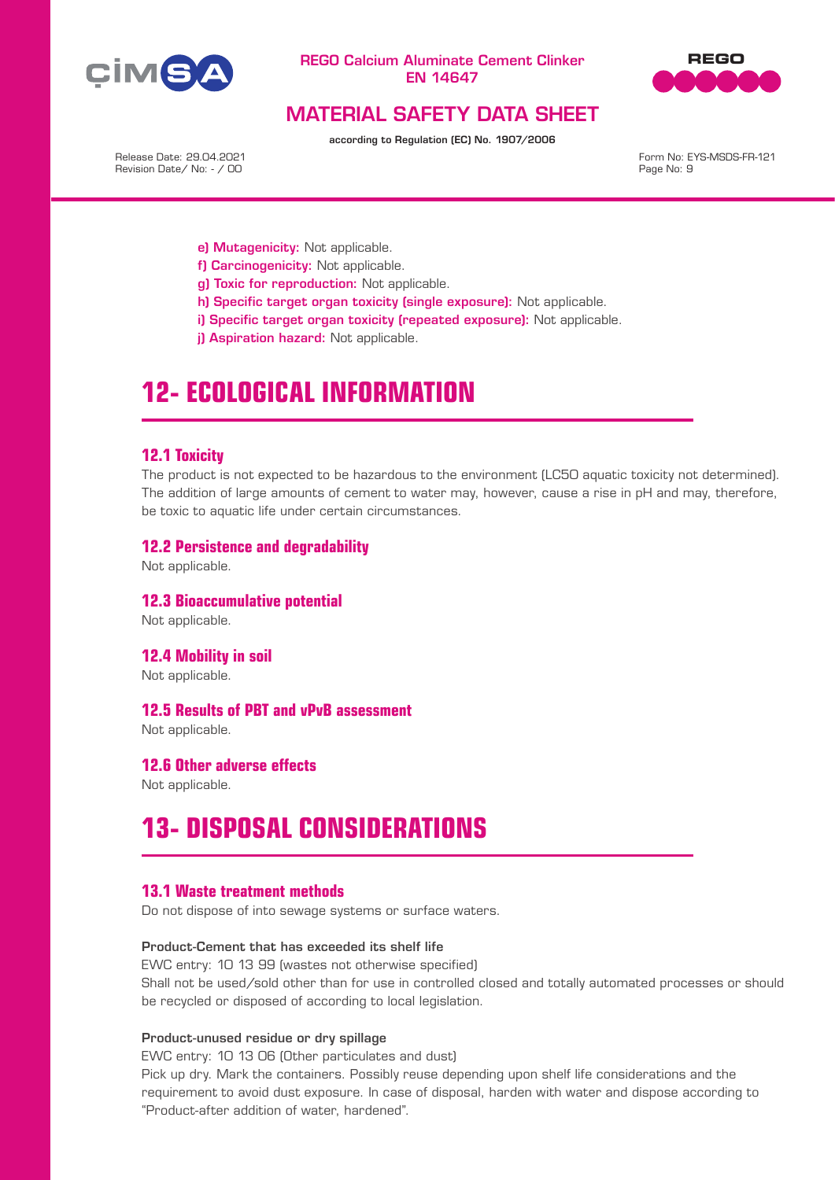e) **Mutagenicity:** Not applicable.
f) **Carcinogenicity:** Not applicable.
g) **Toxic for reproduction:** Not applicable.
h) **Specific target organ toxicity (single exposure):** Not applicable.
i) **Specific target organ toxicity (repeated exposure):** Not applicable.
j) **Aspiration hazard:** Not applicable.

# 12- ECOLOGICAL INFORMATION

## 12.1 Toxicity

The product is not expected to be hazardous to the environment (LC50 aquatic toxicity not determined). The addition of large amounts of cement to water may, however, cause a rise in pH and may, therefore, be toxic to aquatic life under certain circumstances.

## 12.2 Persistence and degradability

Not applicable.

## 12.3 Bioaccumulative potential

Not applicable.

## 12.4 Mobility in soil

Not applicable.

## 12.5 Results of PBT and vPvB assessment

Not applicable.

## 12.6 Other adverse effects

Not applicable.

# 13- DISPOSAL CONSIDERATIONS

## 13.1 Waste treatment methods

Do not dispose of into sewage systems or surface waters.

**Product-Cement that has exceeded its shelf life**

EWC entry: 10 13 99 (wastes not otherwise specified)
Shall not be used/sold other than for use in controlled closed and totally automated processes or should be recycled or disposed of according to local legislation.

**Product-unused residue or dry spillage**

EWC entry: 10 13 06 (Other particulates and dust)
Pick up dry. Mark the containers. Possibly reuse depending upon shelf life considerations and the requirement to avoid dust exposure. In case of disposal, harden with water and dispose according to "Product-after addition of water, hardened".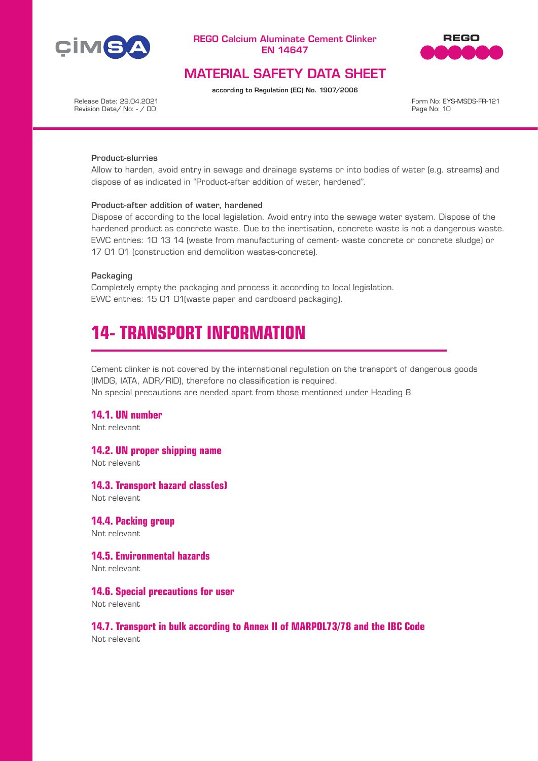**Product-slurries**

Allow to harden, avoid entry in sewage and drainage systems or into bodies of water (e.g. streams) and dispose of as indicated in "Product-after addition of water, hardened".

**Product-after addition of water, hardened**

Dispose of according to the local legislation. Avoid entry into the sewage water system. Dispose of the hardened product as concrete waste. Due to the inertisation, concrete waste is not a dangerous waste. EWC entries: 10 13 14 (waste from manufacturing of cement- waste concrete or concrete sludge) or 17 01 01 (construction and demolition wastes-concrete).

**Packaging**

Completely empty the packaging and process it according to local legislation.
EWC entries: 15 01 01(waste paper and cardboard packaging).

# 14- TRANSPORT INFORMATION

Cement clinker is not covered by the international regulation on the transport of dangerous goods (IMDG, IATA, ADR/RID), therefore no classification is required.
No special precautions are needed apart from those mentioned under Heading 8.

## 14.1. UN number

Not relevant

## 14.2. UN proper shipping name

Not relevant

## 14.3. Transport hazard class(es)

Not relevant

## 14.4. Packing group

Not relevant

## 14.5. Environmental hazards

Not relevant

## 14.6. Special precautions for user

Not relevant

## 14.7. Transport in bulk according to Annex II of MARPOL73/78 and the IBC Code

Not relevant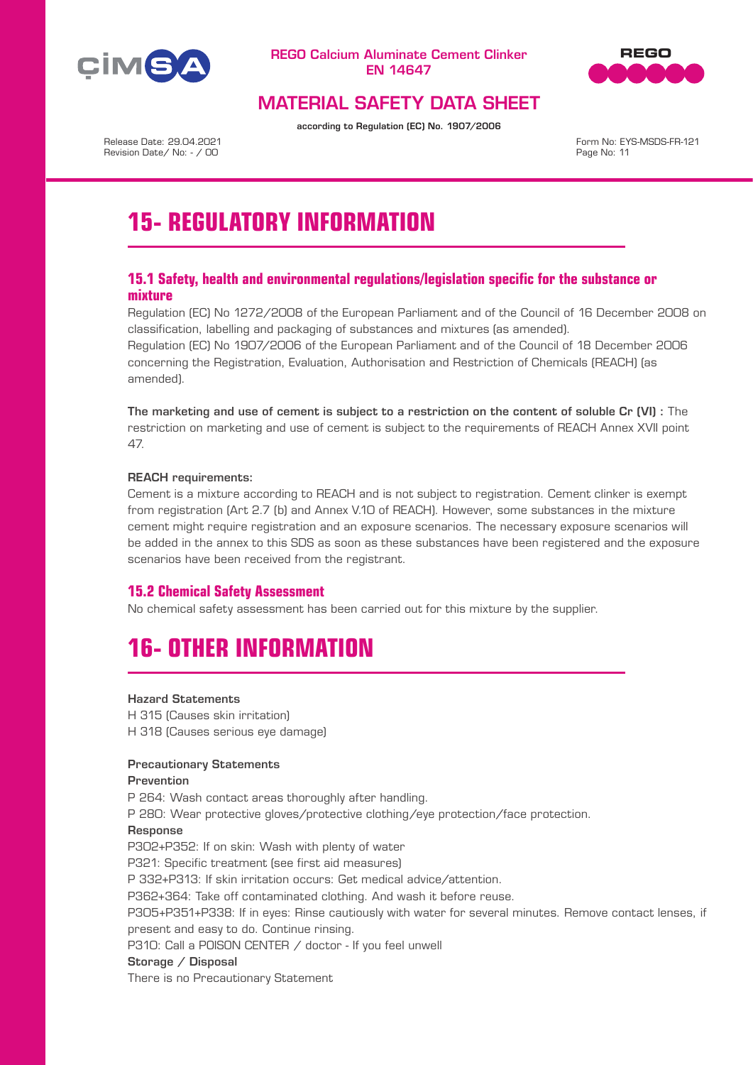# 15- REGULATORY INFORMATION

## 15.1 Safety, health and environmental regulations/legislation specific for the substance or mixture

Regulation (EC) No 1272/2008 of the European Parliament and of the Council of 16 December 2008 on classification, labelling and packaging of substances and mixtures (as amended).
Regulation (EC) No 1907/2006 of the European Parliament and of the Council of 18 December 2006 concerning the Registration, Evaluation, Authorisation and Restriction of Chemicals (REACH) (as amended).

**The marketing and use of cement is subject to a restriction on the content of soluble Cr (VI) :** The restriction on marketing and use of cement is subject to the requirements of REACH Annex XVII point 47.

**REACH requirements:**

Cement is a mixture according to REACH and is not subject to registration. Cement clinker is exempt from registration (Art 2.7 (b) and Annex V.10 of REACH). However, some substances in the mixture cement might require registration and an exposure scenarios. The necessary exposure scenarios will be added in the annex to this SDS as soon as these substances have been registered and the exposure scenarios have been received from the registrant.

## 15.2 Chemical Safety Assessment

No chemical safety assessment has been carried out for this mixture by the supplier.

# 16- OTHER INFORMATION

**Hazard Statements**

H 315 (Causes skin irritation)
H 318 (Causes serious eye damage)

**Precautionary Statements**

**Prevention**

P 264: Wash contact areas thoroughly after handling.
P 280: Wear protective gloves/protective clothing/eye protection/face protection.

**Response**

P302+P352: If on skin: Wash with plenty of water
P321: Specific treatment (see first aid measures)
P 332+P313: If skin irritation occurs: Get medical advice/attention.
P362+364: Take off contaminated clothing. And wash it before reuse.
P305+P351+P338: If in eyes: Rinse cautiously with water for several minutes. Remove contact lenses, if present and easy to do. Continue rinsing.
P310: Call a POISON CENTER / doctor - If you feel unwell

**Storage / Disposal**

There is no Precautionary Statement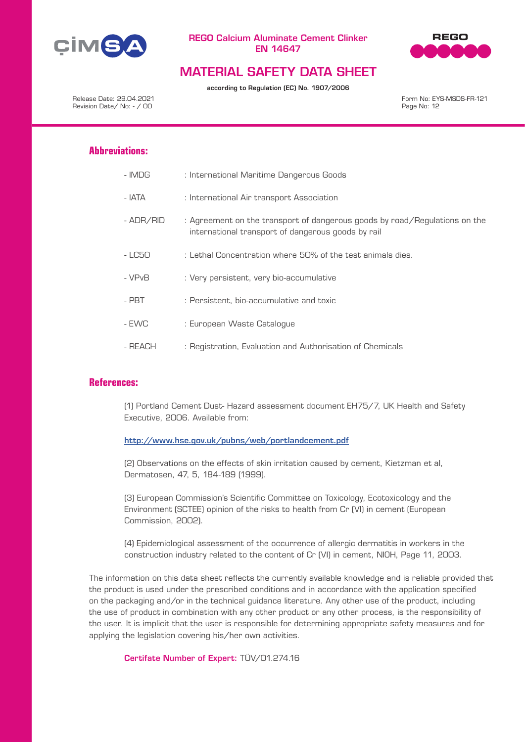## Abbreviations:

- IMDG : International Maritime Dangerous Goods
- IATA : International Air transport Association
- ADR/RID : Agreement on the transport of dangerous goods by road/Regulations on the international transport of dangerous goods by rail
- LC50 : Lethal Concentration where 50% of the test animals dies.
- VPvB : Very persistent, very bio-accumulative
- PBT : Persistent, bio-accumulative and toxic
- EWC : European Waste Catalogue
- REACH : Registration, Evaluation and Authorisation of Chemicals

## References:

(1) Portland Cement Dust- Hazard assessment document EH75/7, UK Health and Safety Executive, 2006. Available from:

**http://www.hse.gov.uk/pubns/web/portlandcement.pdf**

(2) Observations on the effects of skin irritation caused by cement, Kietzman et al, Dermatosen, 47, 5, 184-189 (1999).

(3) European Commission's Scientific Committee on Toxicology, Ecotoxicology and the Environment (SCTEE) opinion of the risks to health from Cr (VI) in cement (European Commission, 2002).

(4) Epidemiological assessment of the occurrence of allergic dermatitis in workers in the construction industry related to the content of Cr (VI) in cement, NIOH, Page 11, 2003.

The information on this data sheet reflects the currently available knowledge and is reliable provided that the product is used under the prescribed conditions and in accordance with the application specified on the packaging and/or in the technical guidance literature. Any other use of the product, including the use of product in combination with any other product or any other process, is the responsibility of the user. It is implicit that the user is responsible for determining appropriate safety measures and for applying the legislation covering his/her own activities.

**Certifate Number of Expert:** TÜV/01.274.16